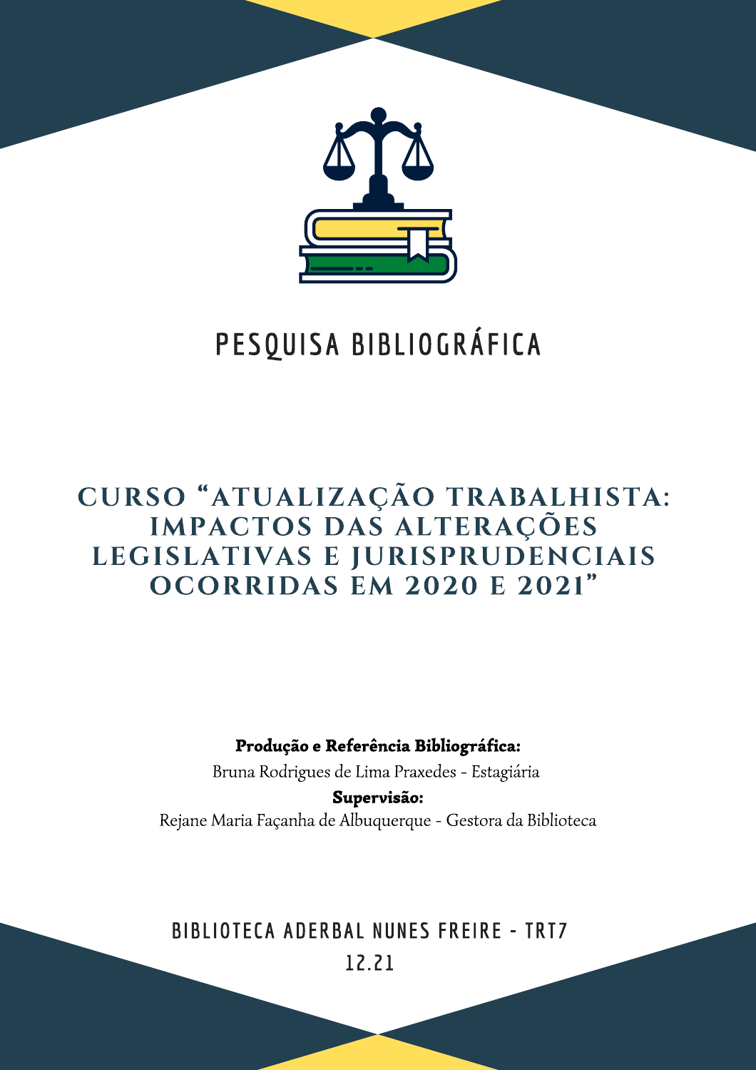# PESQUISA BIBLIOGRÁFICA

## CURSO "ATUALIZAÇÃO TRABALHISTA: IMPACTOS DAS ALTERAÇÕES LEGISLATIVAS E JURISPRUDENCIAIS OCORRIDAS EM 2020 E 2021"

**Produção e Referência Bibliográfica:**

Bruna Rodrigues de Lima Praxedes - Estagiária

**Supervisão:**

Rejane Maria Façanha de Albuquerque - Gestora da Biblioteca

BIBLIOTECA ADERBAL NUNES FREIRE - TRT7

12.21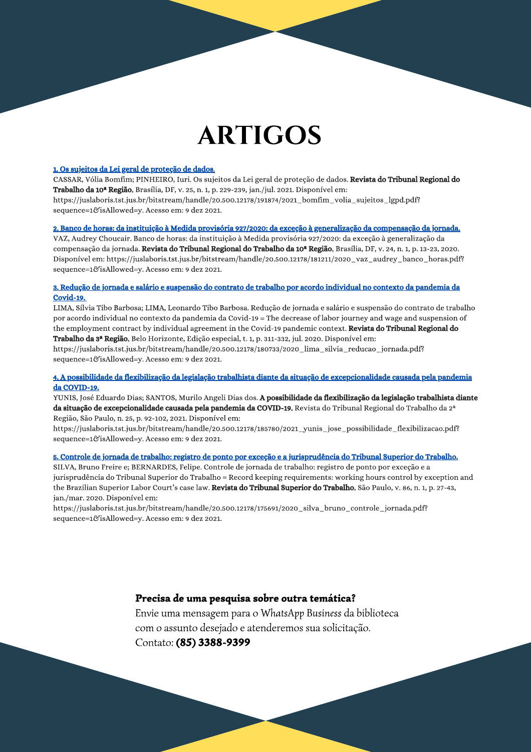# ARTIGOS

1. Os sujeitos da Lei geral de proteção de dados.

CASSAR, Vólia Bomfim; PINHEIRO, Iuri. Os sujeitos da Lei geral de proteção de dados. **Revista do Tribunal Regional do Trabalho da 10ª Região**, Brasília, DF, v. 25, n. 1, p. 229-239, jan./jul. 2021. Disponível em: https://juslaboris.tst.jus.br/bitstream/handle/20.500.12178/191874/2021_bomfim_volia_sujeitos_lgpd.pdf?sequence=1&isAllowed=y. Acesso em: 9 dez 2021.

2. Banco de horas: da instituição à Medida provisória 927/2020: da exceção à generalização da compensação da jornada.

VAZ, Audrey Choucair. Banco de horas: da instituição à Medida provisória 927/2020: da exceção à generalização da compensação da jornada. **Revista do Tribunal Regional do Trabalho da 10ª Região**, Brasília, DF, v. 24, n. 1, p. 13-23, 2020. Disponível em: https://juslaboris.tst.jus.br/bitstream/handle/20.500.12178/181211/2020_vaz_audrey_banco_horas.pdf?sequence=1&isAllowed=y. Acesso em: 9 dez 2021.

3. Redução de jornada e salário e suspensão do contrato de trabalho por acordo individual no contexto da pandemia da Covid-19.

LIMA, Sílvia Tibo Barbosa; LIMA, Leonardo Tibo Barbosa. Redução de jornada e salário e suspensão do contrato de trabalho por acordo individual no contexto da pandemia da Covid-19 = The decrease of labor journey and wage and suspension of the employment contract by individual agreement in the Covid-19 pandemic context. **Revista do Tribunal Regional do Trabalho da 3ª Região**, Belo Horizonte, Edição especial, t. 1, p. 311-332, jul. 2020. Disponível em: https://juslaboris.tst.jus.br/bitstream/handle/20.500.12178/180733/2020_lima_silvia_reducao_jornada.pdf?sequence=1&isAllowed=y. Acesso em: 9 dez 2021.

4. A possibilidade da flexibilização da legislação trabalhista diante da situação de excepcionalidade causada pela pandemia da COVID-19.

YUNIS, José Eduardo Dias; SANTOS, Murilo Angeli Dias dos. **A possibilidade da flexibilização da legislação trabalhista diante da situação de excepcionalidade causada pela pandemia da COVID-19.** Revista do Tribunal Regional do Trabalho da 2ª Região, São Paulo, n. 25, p. 92-102, 2021. Disponível em: https://juslaboris.tst.jus.br/bitstream/handle/20.500.12178/185780/2021_yunis_jose_possibilidade_flexibilizacao.pdf?sequence=1&isAllowed=y. Acesso em: 9 dez 2021.

5. Controle de jornada de trabalho: registro de ponto por exceção e a jurisprudência do Tribunal Superior do Trabalho.

SILVA, Bruno Freire e; BERNARDES, Felipe. Controle de jornada de trabalho: registro de ponto por exceção e a jurisprudência do Tribunal Superior do Trabalho = Record keeping requirements: working hours control by exception and the Brazilian Superior Labor Court's case law. **Revista do Tribunal Superior do Trabalho**, São Paulo, v. 86, n. 1, p. 27-43, jan./mar. 2020. Disponível em: https://juslaboris.tst.jus.br/bitstream/handle/20.500.12178/175691/2020_silva_bruno_controle_jornada.pdf?sequence=1&isAllowed=y. Acesso em: 9 dez 2021.

**Precisa de uma pesquisa sobre outra temática?**

Envie uma mensagem para o *WhatsApp Business* da biblioteca com o assunto desejado e atenderemos sua solicitação.
Contato: **(85) 3388-9399**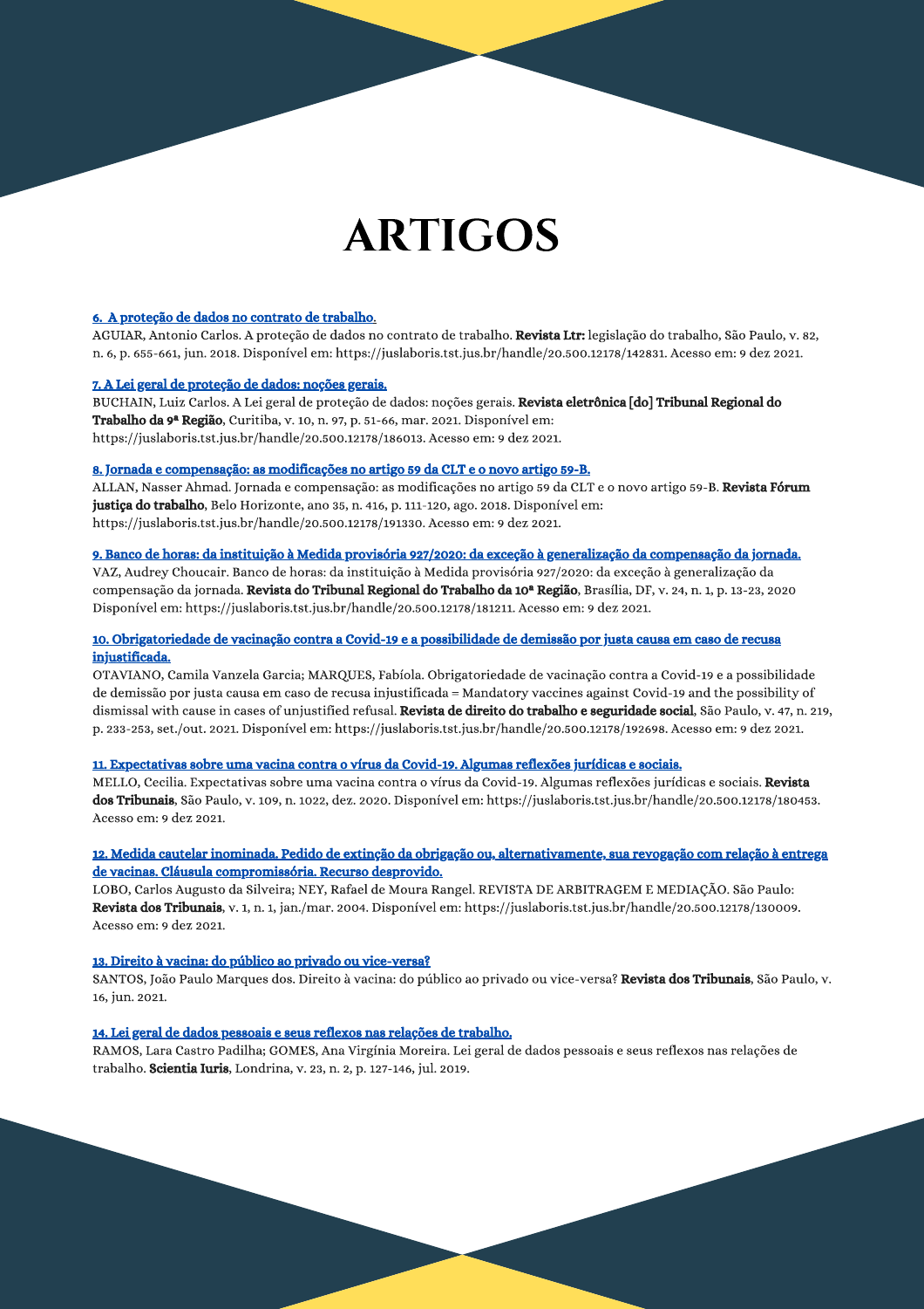# ARTIGOS

[6. A proteção de dados no contrato de trabalho.]

AGUIAR, Antonio Carlos. A proteção de dados no contrato de trabalho. **Revista Ltr:** legislação do trabalho, São Paulo, v. 82, n. 6, p. 655-661, jun. 2018. Disponível em: https://juslaboris.tst.jus.br/handle/20.500.12178/142831. Acesso em: 9 dez 2021.

[7. A Lei geral de proteção de dados: noções gerais.]

BUCHAIN, Luiz Carlos. A Lei geral de proteção de dados: noções gerais. **Revista eletrônica [do] Tribunal Regional do Trabalho da 9ª Região**, Curitiba, v. 10, n. 97, p. 51-66, mar. 2021. Disponível em: https://juslaboris.tst.jus.br/handle/20.500.12178/186013. Acesso em: 9 dez 2021.

[8. Jornada e compensação: as modificações no artigo 59 da CLT e o novo artigo 59-B.]

ALLAN, Nasser Ahmad. Jornada e compensação: as modificações no artigo 59 da CLT e o novo artigo 59-B. **Revista Fórum justiça do trabalho**, Belo Horizonte, ano 35, n. 416, p. 111-120, ago. 2018. Disponível em: https://juslaboris.tst.jus.br/handle/20.500.12178/191330. Acesso em: 9 dez 2021.

[9. Banco de horas: da instituição à Medida provisória 927/2020: da exceção à generalização da compensação da jornada.]

VAZ, Audrey Choucair. Banco de horas: da instituição à Medida provisória 927/2020: da exceção à generalização da compensação da jornada. **Revista do Tribunal Regional do Trabalho da 10ª Região**, Brasília, DF, v. 24, n. 1, p. 13-23, 2020 Disponível em: https://juslaboris.tst.jus.br/handle/20.500.12178/181211. Acesso em: 9 dez 2021.

[10. Obrigatoriedade de vacinação contra a Covid-19 e a possibilidade de demissão por justa causa em caso de recusa injustificada.]

OTAVIANO, Camila Vanzela Garcia; MARQUES, Fabíola. Obrigatoriedade de vacinação contra a Covid-19 e a possibilidade de demissão por justa causa em caso de recusa injustificada = Mandatory vaccines against Covid-19 and the possibility of dismissal with cause in cases of unjustified refusal. **Revista de direito do trabalho e seguridade social**, São Paulo, v. 47, n. 219, p. 233-253, set./out. 2021. Disponível em: https://juslaboris.tst.jus.br/handle/20.500.12178/192698. Acesso em: 9 dez 2021.

[11. Expectativas sobre uma vacina contra o vírus da Covid-19. Algumas reflexões jurídicas e sociais.]

MELLO, Cecilia. Expectativas sobre uma vacina contra o vírus da Covid-19. Algumas reflexões jurídicas e sociais. **Revista dos Tribunais**, São Paulo, v. 109, n. 1022, dez. 2020. Disponível em: https://juslaboris.tst.jus.br/handle/20.500.12178/180453. Acesso em: 9 dez 2021.

[12. Medida cautelar inominada. Pedido de extinção da obrigação ou, alternativamente, sua revogação com relação à entrega de vacinas. Cláusula compromissória. Recurso desprovido.]

LOBO, Carlos Augusto da Silveira; NEY, Rafael de Moura Rangel. REVISTA DE ARBITRAGEM E MEDIAÇÃO. São Paulo: **Revista dos Tribunais**, v. 1, n. 1, jan./mar. 2004. Disponível em: https://juslaboris.tst.jus.br/handle/20.500.12178/130009. Acesso em: 9 dez 2021.

[13. Direito à vacina: do público ao privado ou vice-versa?]

SANTOS, João Paulo Marques dos. Direito à vacina: do público ao privado ou vice-versa? **Revista dos Tribunais**, São Paulo, v. 16, jun. 2021.

[14. Lei geral de dados pessoais e seus reflexos nas relações de trabalho.]

RAMOS, Lara Castro Padilha; GOMES, Ana Virgínia Moreira. Lei geral de dados pessoais e seus reflexos nas relações de trabalho. **Scientia Iuris**, Londrina, v. 23, n. 2, p. 127-146, jul. 2019.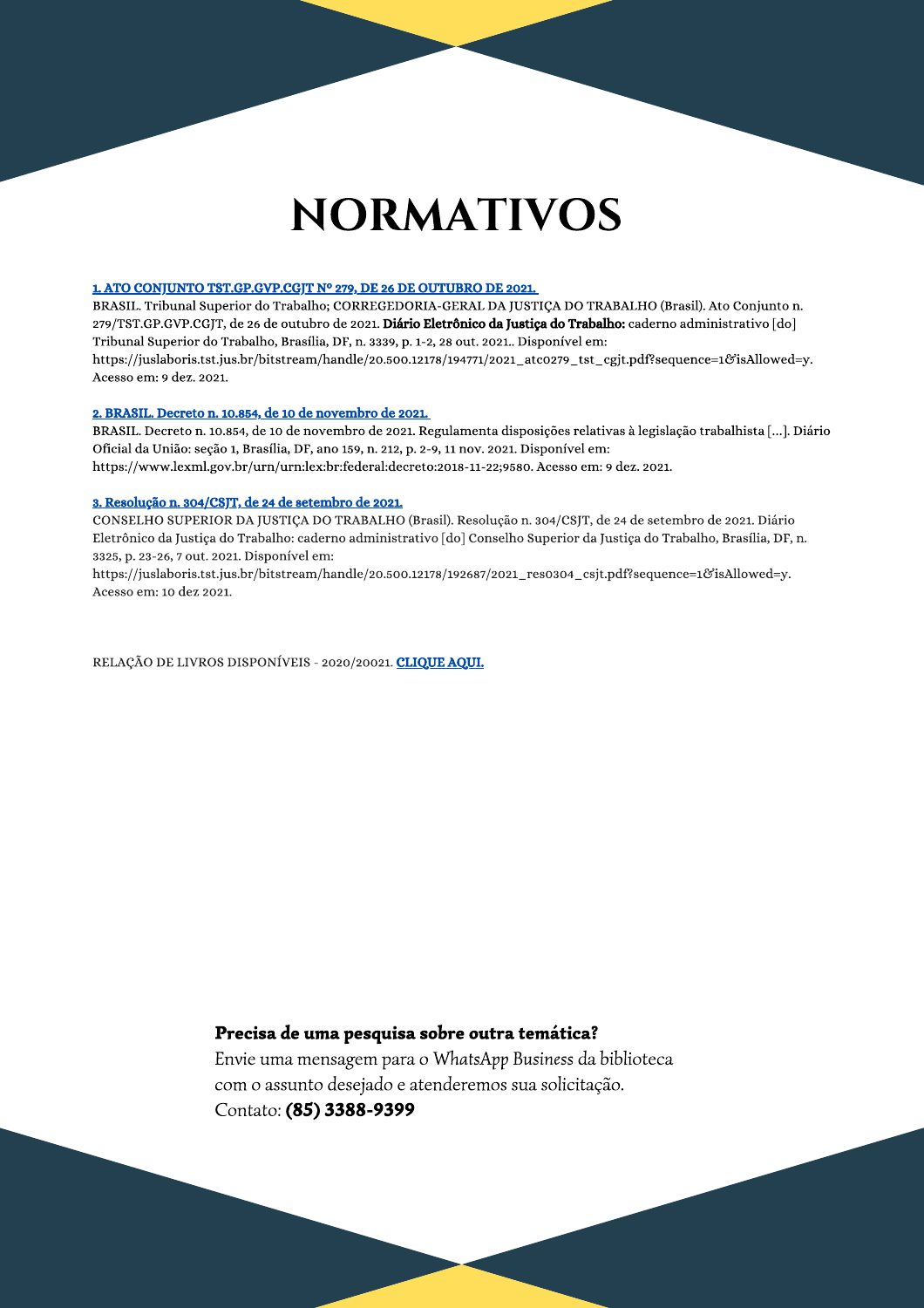# NORMATIVOS

**1. ATO CONJUNTO TST.GP.GVP.CGJT Nº 279, DE 26 DE OUTUBRO DE 2021.**

BRASIL. Tribunal Superior do Trabalho; CORREGEDORIA-GERAL DA JUSTIÇA DO TRABALHO (Brasil). Ato Conjunto n. 279/TST.GP.GVP.CGJT, de 26 de outubro de 2021. **Diário Eletrônico da Justiça do Trabalho:** caderno administrativo [do] Tribunal Superior do Trabalho, Brasília, DF, n. 3339, p. 1-2, 28 out. 2021.. Disponível em: https://juslaboris.tst.jus.br/bitstream/handle/20.500.12178/194771/2021_atc0279_tst_cgjt.pdf?sequence=1&isAllowed=y. Acesso em: 9 dez. 2021.

**2. BRASIL. Decreto n. 10.854, de 10 de novembro de 2021.**

BRASIL. Decreto n. 10.854, de 10 de novembro de 2021. Regulamenta disposições relativas à legislação trabalhista [...]. Diário Oficial da União: seção 1, Brasília, DF, ano 159, n. 212, p. 2-9, 11 nov. 2021. Disponível em: https://www.lexml.gov.br/urn/urn:lex:br:federal:decreto:2018-11-22;9580. Acesso em: 9 dez. 2021.

**3. Resolução n. 304/CSJT, de 24 de setembro de 2021.**

CONSELHO SUPERIOR DA JUSTIÇA DO TRABALHO (Brasil). Resolução n. 304/CSJT, de 24 de setembro de 2021. Diário Eletrônico da Justiça do Trabalho: caderno administrativo [do] Conselho Superior da Justiça do Trabalho, Brasília, DF, n. 3325, p. 23-26, 7 out. 2021. Disponível em: https://juslaboris.tst.jus.br/bitstream/handle/20.500.12178/192687/2021_res0304_csjt.pdf?sequence=1&isAllowed=y. Acesso em: 10 dez 2021.

RELAÇÃO DE LIVROS DISPONÍVEIS - 2020/20021. **CLIQUE AQUI.**

**Precisa de uma pesquisa sobre outra temática?**

Envie uma mensagem para o *WhatsApp Business* da biblioteca com o assunto desejado e atenderemos sua solicitação.
Contato: ***(85) 3388-9399***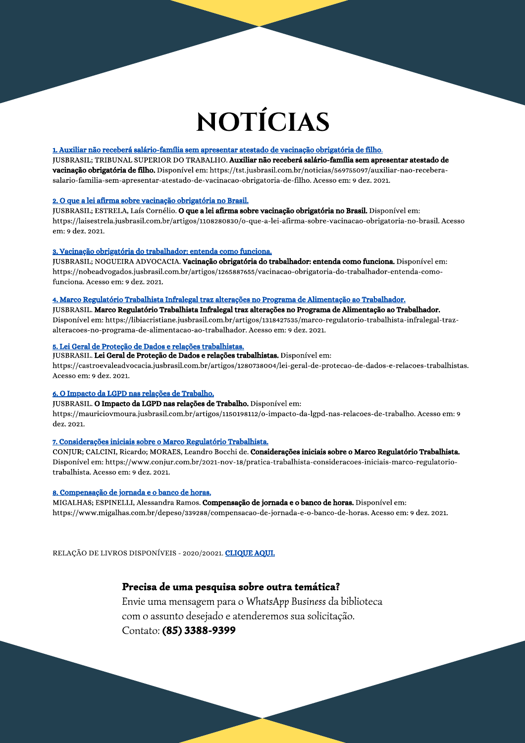# NOTÍCIAS

1. Auxiliar não receberá salário-família sem apresentar atestado de vacinação obrigatória de filho.

JUSBRASIL; TRIBUNAL SUPERIOR DO TRABALHO. **Auxiliar não receberá salário-família sem apresentar atestado de vacinação obrigatória de filho.** Disponível em: https://tst.jusbrasil.com.br/noticias/569755097/auxiliar-nao-recebera-salario-familia-sem-apresentar-atestado-de-vacinacao-obrigatoria-de-filho. Acesso em: 9 dez. 2021.

2. O que a lei afirma sobre vacinação obrigatória no Brasil.

JUSBRASIL; ESTRELA, Laís Cornélio. **O que a lei afirma sobre vacinação obrigatória no Brasil.** Disponível em: https://laisestrela.jusbrasil.com.br/artigos/1108280830/o-que-a-lei-afirma-sobre-vacinacao-obrigatoria-no-brasil. Acesso em: 9 dez. 2021.

3. Vacinação obrigatória do trabalhador: entenda como funciona.

JUSBRASIL; NOGUEIRA ADVOCACIA. **Vacinação obrigatória do trabalhador: entenda como funciona.** Disponível em: https://nobeadvogados.jusbrasil.com.br/artigos/1265887655/vacinacao-obrigatoria-do-trabalhador-entenda-como-funciona. Acesso em: 9 dez. 2021.

4. Marco Regulatório Trabalhista Infralegal traz alterações no Programa de Alimentação ao Trabalhador.

JUSBRASIL. **Marco Regulatório Trabalhista Infralegal traz alterações no Programa de Alimentação ao Trabalhador.** Disponível em: https://libiacristiane.jusbrasil.com.br/artigos/1318427535/marco-regulatorio-trabalhista-infralegal-traz-alteracoes-no-programa-de-alimentacao-ao-trabalhador. Acesso em: 9 dez. 2021.

5. Lei Geral de Proteção de Dados e relações trabalhistas.

JUSBRASIL. **Lei Geral de Proteção de Dados e relações trabalhistas.** Disponível em: https://castroevaleadvocacia.jusbrasil.com.br/artigos/1280738004/lei-geral-de-protecao-de-dados-e-relacoes-trabalhistas. Acesso em: 9 dez. 2021.

6. O Impacto da LGPD nas relações de Trabalho.

JUSBRASIL. **O Impacto da LGPD nas relações de Trabalho.** Disponível em: https://mauriciovmoura.jusbrasil.com.br/artigos/1150198112/o-impacto-da-lgpd-nas-relacoes-de-trabalho. Acesso em: 9 dez. 2021.

7. Considerações iniciais sobre o Marco Regulatório Trabalhista.

CONJUR; CALCINI, Ricardo; MORAES, Leandro Bocchi de. **Considerações iniciais sobre o Marco Regulatório Trabalhista.** Disponível em: https://www.conjur.com.br/2021-nov-18/pratica-trabalhista-consideracoes-iniciais-marco-regulatorio-trabalhista. Acesso em: 9 dez. 2021.

8. Compensação de jornada e o banco de horas.

MIGALHAS; ESPINELLI, Alessandra Ramos. **Compensação de jornada e o banco de horas.** Disponível em: https://www.migalhas.com.br/depeso/339288/compensacao-de-jornada-e-o-banco-de-horas. Acesso em: 9 dez. 2021.

RELAÇÃO DE LIVROS DISPONÍVEIS - 2020/20021. **CLIQUE AQUI.**

**Precisa de uma pesquisa sobre outra temática?**

Envie uma mensagem para o *WhatsApp Business* da biblioteca com o assunto desejado e atenderemos sua solicitação.

Contato: **(85) 3388-9399**